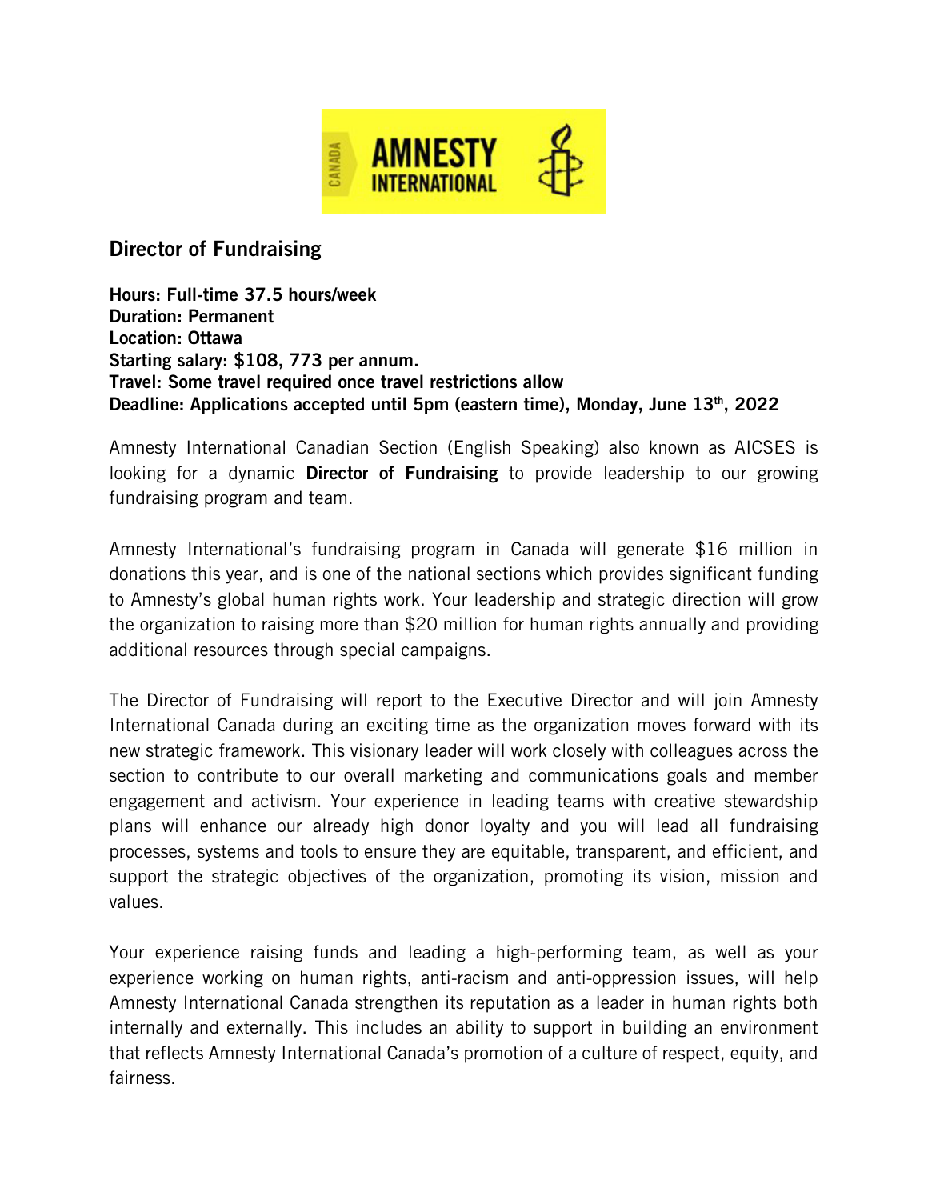## Director of Fundraising

**Hours: Full-time 37.5 hours/week**
**Duration: Permanent**
**Location: Ottawa**
**Starting salary: $108, 773 per annum.**
**Travel: Some travel required once travel restrictions allow**
**Deadline: Applications accepted until 5pm (eastern time), Monday, June 13th, 2022**

Amnesty International Canadian Section (English Speaking) also known as AICSES is looking for a dynamic **Director of Fundraising** to provide leadership to our growing fundraising program and team.

Amnesty International's fundraising program in Canada will generate $16 million in donations this year, and is one of the national sections which provides significant funding to Amnesty's global human rights work. Your leadership and strategic direction will grow the organization to raising more than $20 million for human rights annually and providing additional resources through special campaigns.

The Director of Fundraising will report to the Executive Director and will join Amnesty International Canada during an exciting time as the organization moves forward with its new strategic framework. This visionary leader will work closely with colleagues across the section to contribute to our overall marketing and communications goals and member engagement and activism. Your experience in leading teams with creative stewardship plans will enhance our already high donor loyalty and you will lead all fundraising processes, systems and tools to ensure they are equitable, transparent, and efficient, and support the strategic objectives of the organization, promoting its vision, mission and values.

Your experience raising funds and leading a high-performing team, as well as your experience working on human rights, anti-racism and anti-oppression issues, will help Amnesty International Canada strengthen its reputation as a leader in human rights both internally and externally. This includes an ability to support in building an environment that reflects Amnesty International Canada's promotion of a culture of respect, equity, and fairness.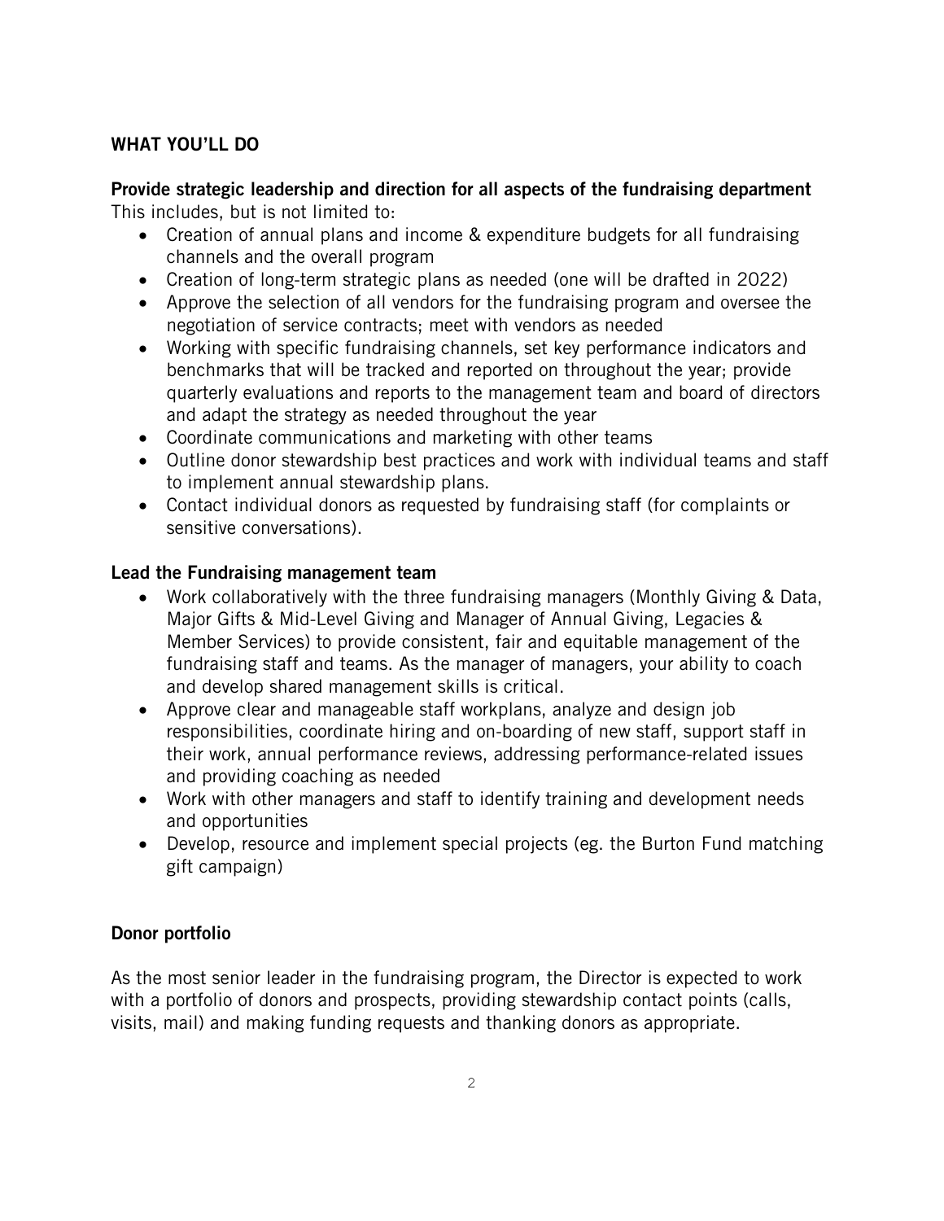## WHAT YOU'LL DO

### Provide strategic leadership and direction for all aspects of the fundraising department

This includes, but is not limited to:

- Creation of annual plans and income & expenditure budgets for all fundraising channels and the overall program
- Creation of long-term strategic plans as needed (one will be drafted in 2022)
- Approve the selection of all vendors for the fundraising program and oversee the negotiation of service contracts; meet with vendors as needed
- Working with specific fundraising channels, set key performance indicators and benchmarks that will be tracked and reported on throughout the year; provide quarterly evaluations and reports to the management team and board of directors and adapt the strategy as needed throughout the year
- Coordinate communications and marketing with other teams
- Outline donor stewardship best practices and work with individual teams and staff to implement annual stewardship plans.
- Contact individual donors as requested by fundraising staff (for complaints or sensitive conversations).

### Lead the Fundraising management team

- Work collaboratively with the three fundraising managers (Monthly Giving & Data, Major Gifts & Mid-Level Giving and Manager of Annual Giving, Legacies & Member Services) to provide consistent, fair and equitable management of the fundraising staff and teams. As the manager of managers, your ability to coach and develop shared management skills is critical.
- Approve clear and manageable staff workplans, analyze and design job responsibilities, coordinate hiring and on-boarding of new staff, support staff in their work, annual performance reviews, addressing performance-related issues and providing coaching as needed
- Work with other managers and staff to identify training and development needs and opportunities
- Develop, resource and implement special projects (eg. the Burton Fund matching gift campaign)

### Donor portfolio

As the most senior leader in the fundraising program, the Director is expected to work with a portfolio of donors and prospects, providing stewardship contact points (calls, visits, mail) and making funding requests and thanking donors as appropriate.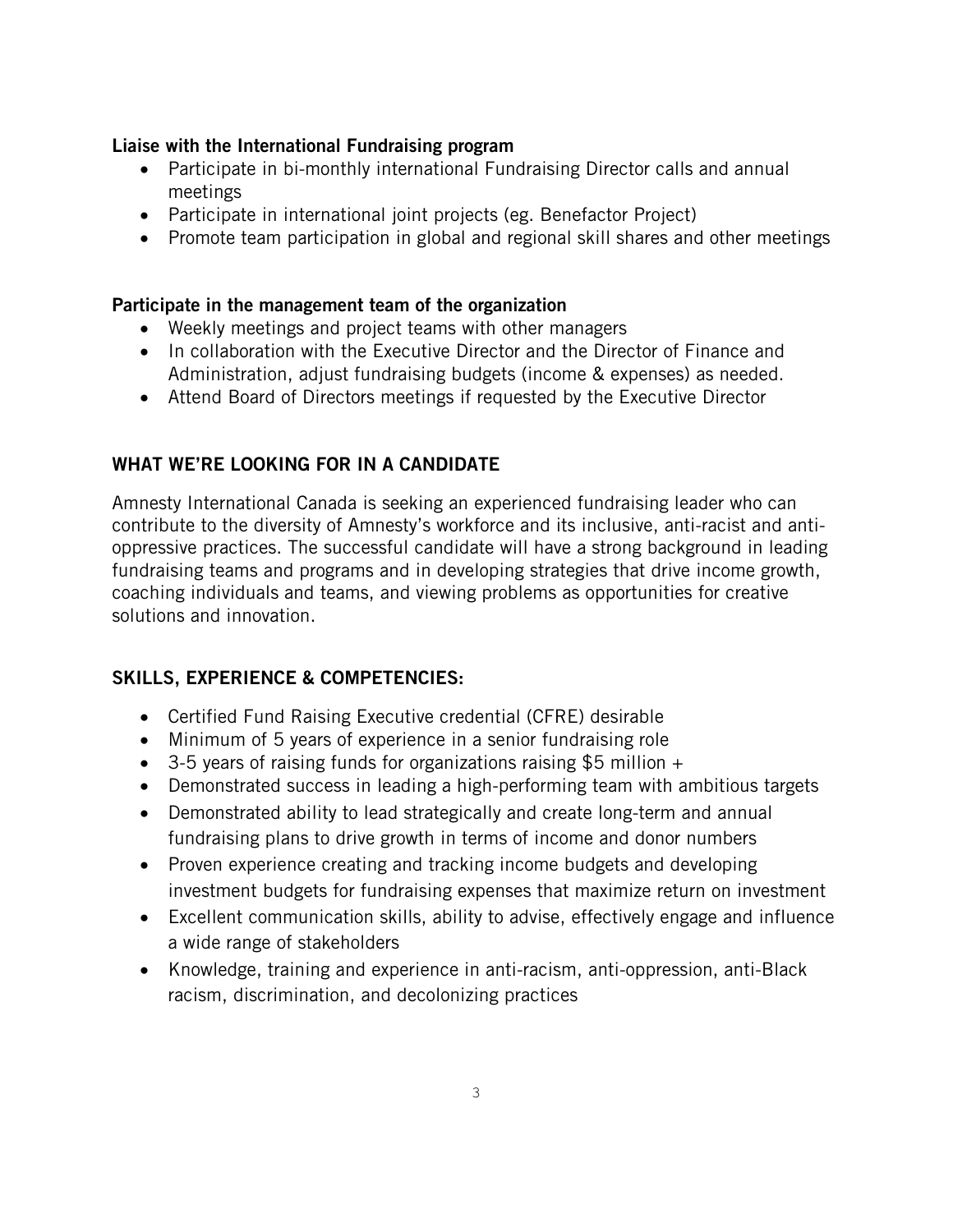**Liaise with the International Fundraising program**

- Participate in bi-monthly international Fundraising Director calls and annual meetings
- Participate in international joint projects (eg. Benefactor Project)
- Promote team participation in global and regional skill shares and other meetings

**Participate in the management team of the organization**

- Weekly meetings and project teams with other managers
- In collaboration with the Executive Director and the Director of Finance and Administration, adjust fundraising budgets (income & expenses) as needed.
- Attend Board of Directors meetings if requested by the Executive Director

## WHAT WE'RE LOOKING FOR IN A CANDIDATE

Amnesty International Canada is seeking an experienced fundraising leader who can contribute to the diversity of Amnesty's workforce and its inclusive, anti-racist and anti-oppressive practices. The successful candidate will have a strong background in leading fundraising teams and programs and in developing strategies that drive income growth, coaching individuals and teams, and viewing problems as opportunities for creative solutions and innovation.

## SKILLS, EXPERIENCE & COMPETENCIES:

- Certified Fund Raising Executive credential (CFRE) desirable
- Minimum of 5 years of experience in a senior fundraising role
- 3-5 years of raising funds for organizations raising $5 million +
- Demonstrated success in leading a high-performing team with ambitious targets
- Demonstrated ability to lead strategically and create long-term and annual fundraising plans to drive growth in terms of income and donor numbers
- Proven experience creating and tracking income budgets and developing investment budgets for fundraising expenses that maximize return on investment
- Excellent communication skills, ability to advise, effectively engage and influence a wide range of stakeholders
- Knowledge, training and experience in anti-racism, anti-oppression, anti-Black racism, discrimination, and decolonizing practices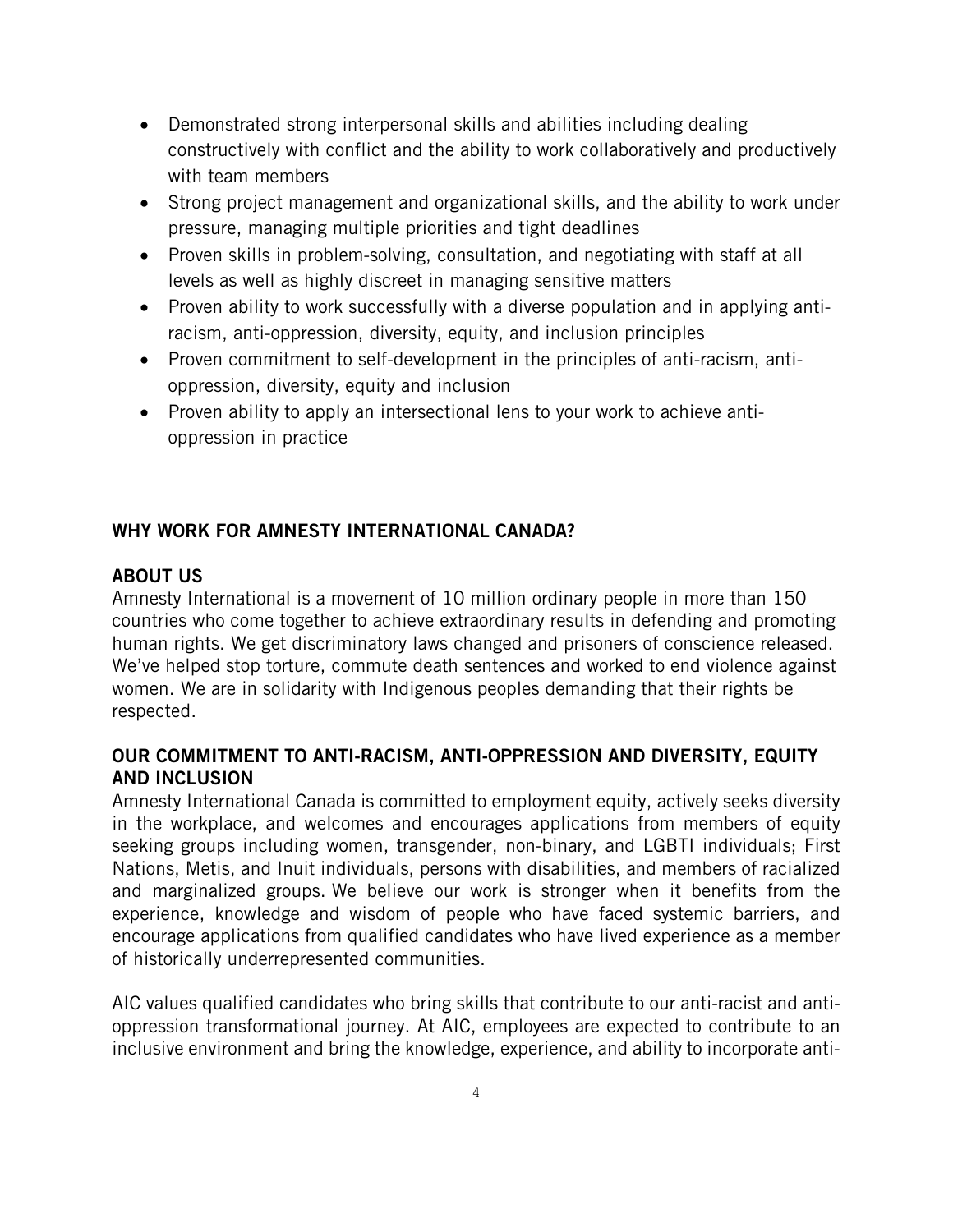- Demonstrated strong interpersonal skills and abilities including dealing constructively with conflict and the ability to work collaboratively and productively with team members
- Strong project management and organizational skills, and the ability to work under pressure, managing multiple priorities and tight deadlines
- Proven skills in problem-solving, consultation, and negotiating with staff at all levels as well as highly discreet in managing sensitive matters
- Proven ability to work successfully with a diverse population and in applying anti-racism, anti-oppression, diversity, equity, and inclusion principles
- Proven commitment to self-development in the principles of anti-racism, anti-oppression, diversity, equity and inclusion
- Proven ability to apply an intersectional lens to your work to achieve anti-oppression in practice

## WHY WORK FOR AMNESTY INTERNATIONAL CANADA?

### ABOUT US

Amnesty International is a movement of 10 million ordinary people in more than 150 countries who come together to achieve extraordinary results in defending and promoting human rights. We get discriminatory laws changed and prisoners of conscience released. We've helped stop torture, commute death sentences and worked to end violence against women. We are in solidarity with Indigenous peoples demanding that their rights be respected.

### OUR COMMITMENT TO ANTI-RACISM, ANTI-OPPRESSION AND DIVERSITY, EQUITY AND INCLUSION

Amnesty International Canada is committed to employment equity, actively seeks diversity in the workplace, and welcomes and encourages applications from members of equity seeking groups including women, transgender, non-binary, and LGBTI individuals; First Nations, Metis, and Inuit individuals, persons with disabilities, and members of racialized and marginalized groups. We believe our work is stronger when it benefits from the experience, knowledge and wisdom of people who have faced systemic barriers, and encourage applications from qualified candidates who have lived experience as a member of historically underrepresented communities.

AIC values qualified candidates who bring skills that contribute to our anti-racist and anti-oppression transformational journey. At AIC, employees are expected to contribute to an inclusive environment and bring the knowledge, experience, and ability to incorporate anti-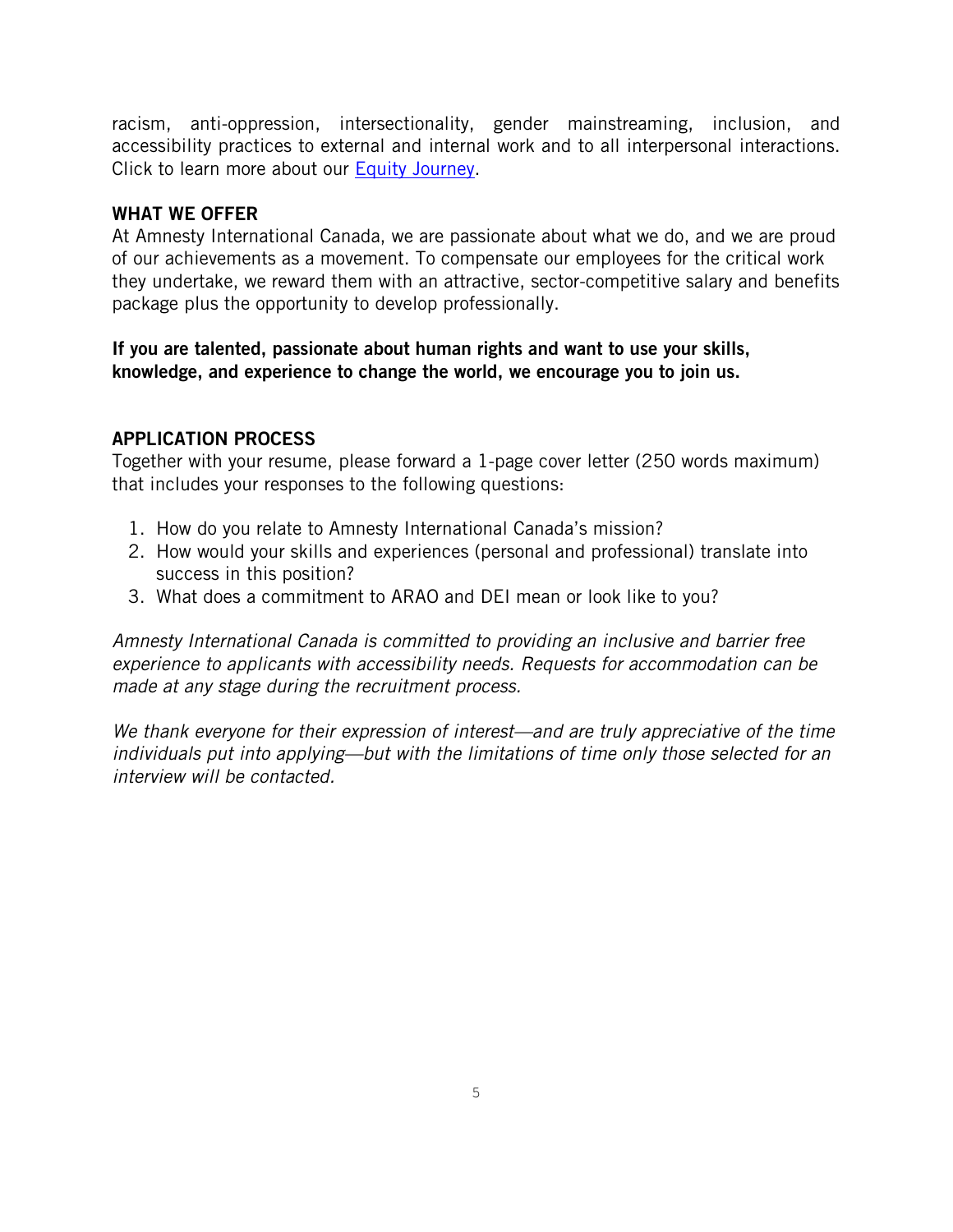racism, anti-oppression, intersectionality, gender mainstreaming, inclusion, and accessibility practices to external and internal work and to all interpersonal interactions. Click to learn more about our [Equity Journey](Equity Journey).

**WHAT WE OFFER**

At Amnesty International Canada, we are passionate about what we do, and we are proud of our achievements as a movement. To compensate our employees for the critical work they undertake, we reward them with an attractive, sector-competitive salary and benefits package plus the opportunity to develop professionally.

**If you are talented, passionate about human rights and want to use your skills, knowledge, and experience to change the world, we encourage you to join us.**

**APPLICATION PROCESS**

Together with your resume, please forward a 1-page cover letter (250 words maximum) that includes your responses to the following questions:

1. How do you relate to Amnesty International Canada's mission?
2. How would your skills and experiences (personal and professional) translate into success in this position?
3. What does a commitment to ARAO and DEI mean or look like to you?

*Amnesty International Canada is committed to providing an inclusive and barrier free experience to applicants with accessibility needs. Requests for accommodation can be made at any stage during the recruitment process.*

*We thank everyone for their expression of interest—and are truly appreciative of the time individuals put into applying—but with the limitations of time only those selected for an interview will be contacted.*